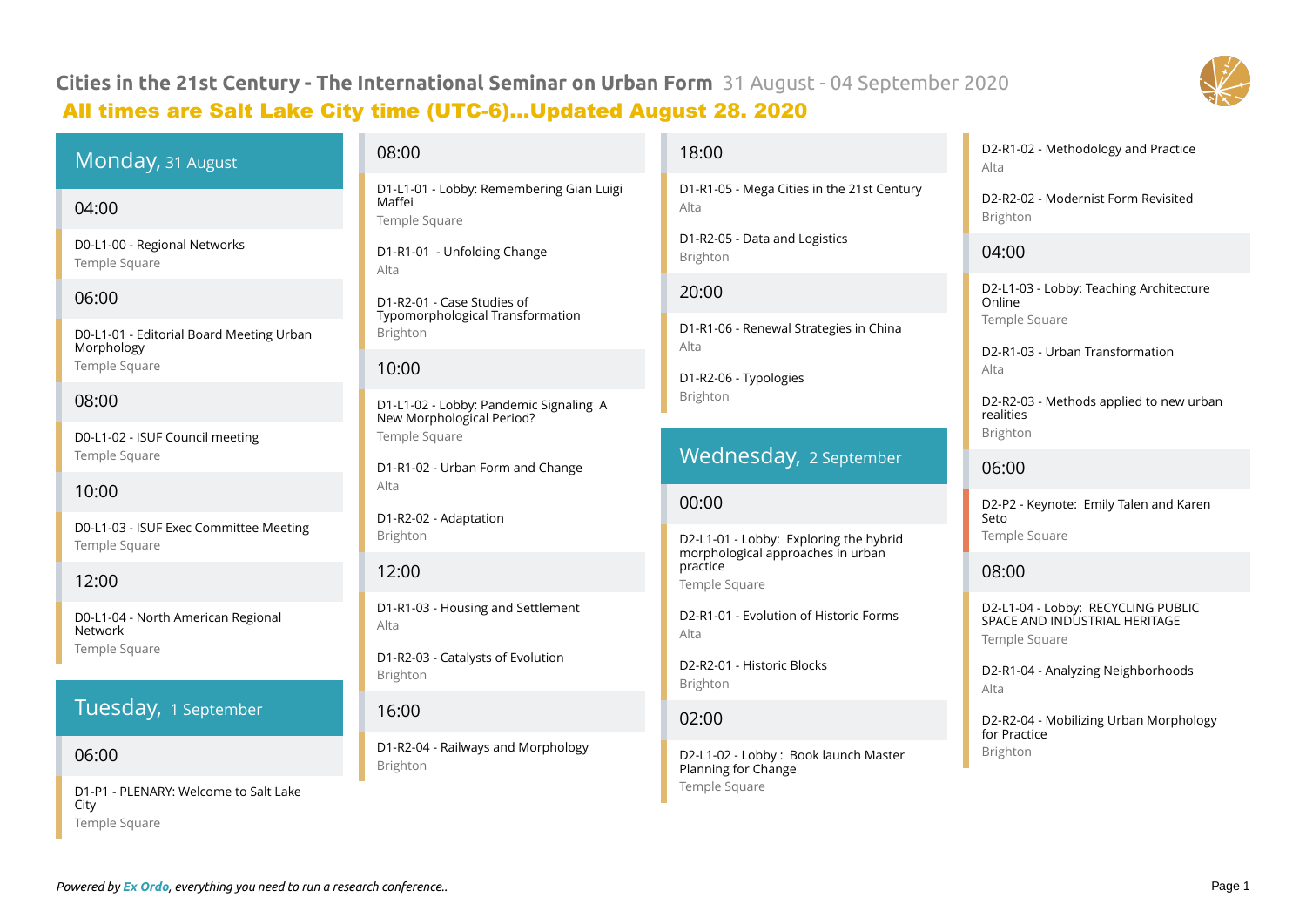# Cities in the 21st Century - The International Seminar on Urban Form 31 August - 04 September 2020

**All times are Salt Lake City time (UTC-6)...Updated August 28. 2020**

## Monday, 31 August

### 04:00

D0-L1-00 - Regional Networks
Temple Square

### 06:00

D0-L1-01 - Editorial Board Meeting Urban Morphology
Temple Square

### 08:00

D0-L1-02 - ISUF Council meeting
Temple Square

### 10:00

D0-L1-03 - ISUF Exec Committee Meeting
Temple Square

### 12:00

D0-L1-04 - North American Regional Network
Temple Square

## Tuesday, 1 September

### 06:00

D1-P1 - PLENARY: Welcome to Salt Lake City
Temple Square

### 08:00

D1-L1-01 - Lobby: Remembering Gian Luigi Maffei
Temple Square

D1-R1-01 - Unfolding Change
Alta

D1-R2-01 - Case Studies of Typomorphological Transformation
Brighton

### 10:00

D1-L1-02 - Lobby: Pandemic Signaling A New Morphological Period?
Temple Square

D1-R1-02 - Urban Form and Change
Alta

D1-R2-02 - Adaptation
Brighton

### 12:00

D1-R1-03 - Housing and Settlement
Alta

D1-R2-03 - Catalysts of Evolution
Brighton

### 16:00

D1-R2-04 - Railways and Morphology
Brighton

### 18:00

D1-R1-05 - Mega Cities in the 21st Century
Alta

D1-R2-05 - Data and Logistics
Brighton

### 20:00

D1-R1-06 - Renewal Strategies in China
Alta

D1-R2-06 - Typologies
Brighton

## Wednesday, 2 September

### 00:00

D2-L1-01 - Lobby: Exploring the hybrid morphological approaches in urban practice
Temple Square

D2-R1-01 - Evolution of Historic Forms
Alta

D2-R2-01 - Historic Blocks
Brighton

### 02:00

D2-L1-02 - Lobby : Book launch Master Planning for Change
Temple Square

D2-R1-02 - Methodology and Practice
Alta

D2-R2-02 - Modernist Form Revisited
Brighton

### 04:00

D2-L1-03 - Lobby: Teaching Architecture Online
Temple Square

D2-R1-03 - Urban Transformation
Alta

D2-R2-03 - Methods applied to new urban realities
Brighton

### 06:00

D2-P2 - Keynote: Emily Talen and Karen Seto
Temple Square

### 08:00

D2-L1-04 - Lobby: RECYCLING PUBLIC SPACE AND INDUSTRIAL HERITAGE
Temple Square

D2-R1-04 - Analyzing Neighborhoods
Alta

D2-R2-04 - Mobilizing Urban Morphology for Practice
Brighton

*Powered by Ex Ordo, everything you need to run a research conference..*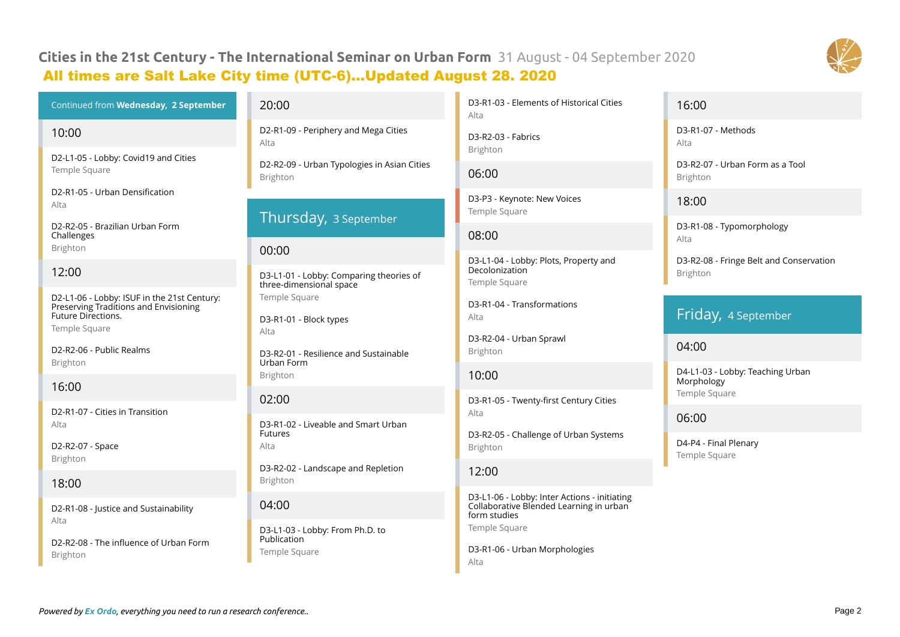# Cities in the 21st Century - The International Seminar on Urban Form 31 August - 04 September 2020

**All times are Salt Lake City time (UTC-6)...Updated August 28. 2020**

Continued from **Wednesday, 2 September**

### 10:00

D2-L1-05 - Lobby: Covid19 and Cities
Temple Square

D2-R1-05 - Urban Densification
Alta

D2-R2-05 - Brazilian Urban Form Challenges
Brighton

### 12:00

D2-L1-06 - Lobby: ISUF in the 21st Century: Preserving Traditions and Envisioning Future Directions.
Temple Square

D2-R2-06 - Public Realms
Brighton

### 16:00

D2-R1-07 - Cities in Transition
Alta

D2-R2-07 - Space
Brighton

### 18:00

D2-R1-08 - Justice and Sustainability
Alta

D2-R2-08 - The influence of Urban Form
Brighton

### 20:00

D2-R1-09 - Periphery and Mega Cities
Alta

D2-R2-09 - Urban Typologies in Asian Cities
Brighton

## Thursday, 3 September

### 00:00

D3-L1-01 - Lobby: Comparing theories of three-dimensional space
Temple Square

D3-R1-01 - Block types
Alta

D3-R2-01 - Resilience and Sustainable Urban Form
Brighton

### 02:00

D3-R1-02 - Liveable and Smart Urban Futures
Alta

D3-R2-02 - Landscape and Repletion
Brighton

### 04:00

D3-L1-03 - Lobby: From Ph.D. to Publication
Temple Square

D3-R1-03 - Elements of Historical Cities
Alta

D3-R2-03 - Fabrics
Brighton

### 06:00

D3-P3 - Keynote: New Voices
Temple Square

### 08:00

D3-L1-04 - Lobby: Plots, Property and Decolonization
Temple Square

D3-R1-04 - Transformations
Alta

D3-R2-04 - Urban Sprawl
Brighton

### 10:00

D3-R1-05 - Twenty-first Century Cities
Alta

D3-R2-05 - Challenge of Urban Systems
Brighton

### 12:00

D3-L1-06 - Lobby: Inter Actions - initiating Collaborative Blended Learning in urban form studies
Temple Square

D3-R1-06 - Urban Morphologies
Alta

### 16:00

D3-R1-07 - Methods
Alta

D3-R2-07 - Urban Form as a Tool
Brighton

### 18:00

D3-R1-08 - Typomorphology
Alta

D3-R2-08 - Fringe Belt and Conservation
Brighton

## Friday, 4 September

### 04:00

D4-L1-03 - Lobby: Teaching Urban Morphology
Temple Square

### 06:00

D4-P4 - Final Plenary
Temple Square

*Powered by Ex Ordo, everything you need to run a research conference..*